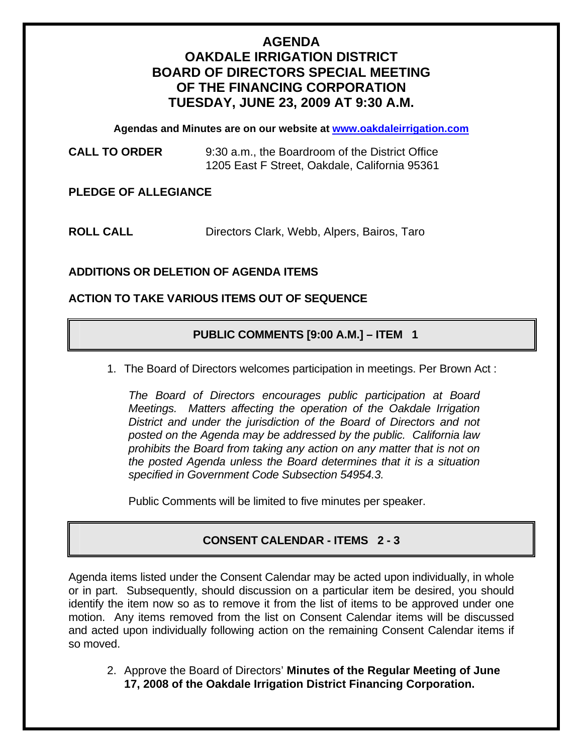# AGENDA
# OAKDALE IRRIGATION DISTRICT
# BOARD OF DIRECTORS SPECIAL MEETING
# OF THE FINANCING CORPORATION
# TUESDAY, JUNE 23, 2009 AT 9:30 A.M.

**Agendas and Minutes are on our website at [www.oakdaleirrigation.com](http://www.oakdaleirrigation.com)**

**CALL TO ORDER** 9:30 a.m., the Boardroom of the District Office
1205 East F Street, Oakdale, California 95361

**PLEDGE OF ALLEGIANCE**

**ROLL CALL** Directors Clark, Webb, Alpers, Bairos, Taro

**ADDITIONS OR DELETION OF AGENDA ITEMS**

**ACTION TO TAKE VARIOUS ITEMS OUT OF SEQUENCE**

## PUBLIC COMMENTS [9:00 A.M.] – ITEM 1

1. The Board of Directors welcomes participation in meetings. Per Brown Act :

   *The Board of Directors encourages public participation at Board Meetings. Matters affecting the operation of the Oakdale Irrigation District and under the jurisdiction of the Board of Directors and not posted on the Agenda may be addressed by the public. California law prohibits the Board from taking any action on any matter that is not on the posted Agenda unless the Board determines that it is a situation specified in Government Code Subsection 54954.3.*

   Public Comments will be limited to five minutes per speaker.

## CONSENT CALENDAR - ITEMS 2 - 3

Agenda items listed under the Consent Calendar may be acted upon individually, in whole or in part. Subsequently, should discussion on a particular item be desired, you should identify the item now so as to remove it from the list of items to be approved under one motion. Any items removed from the list on Consent Calendar items will be discussed and acted upon individually following action on the remaining Consent Calendar items if so moved.

2. Approve the Board of Directors' **Minutes of the Regular Meeting of June 17, 2008 of the Oakdale Irrigation District Financing Corporation.**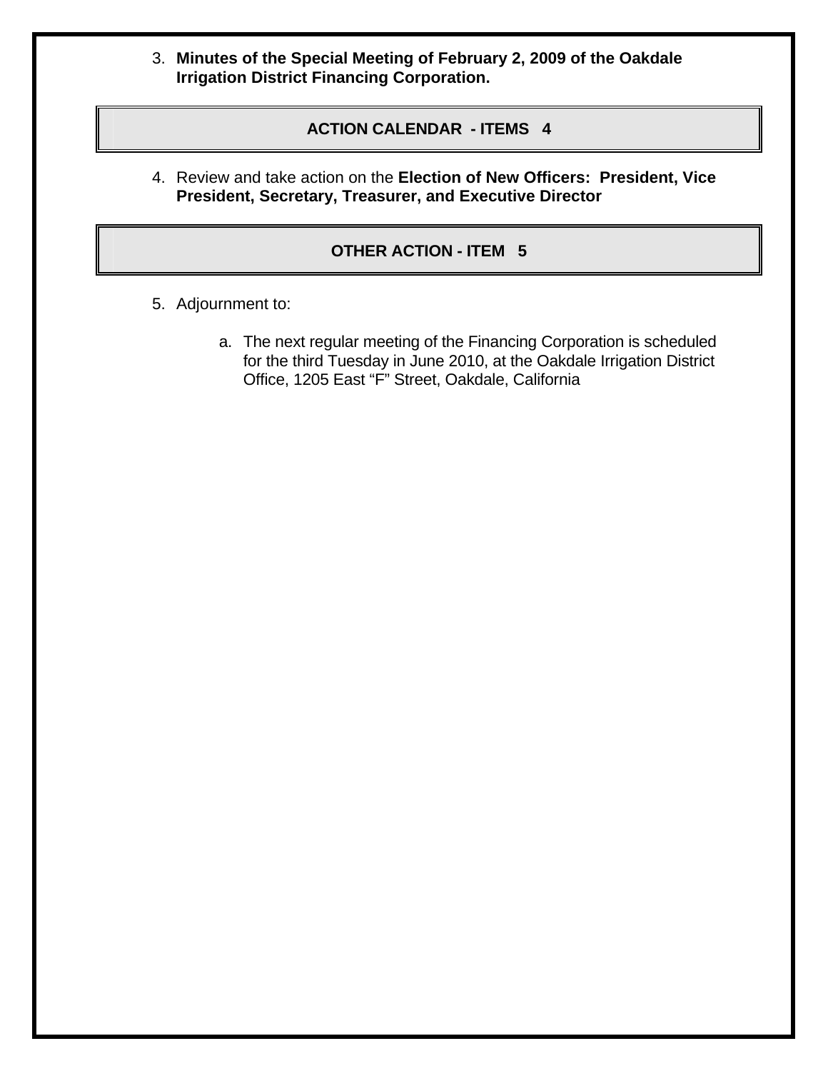3. **Minutes of the Special Meeting of February 2, 2009 of the Oakdale Irrigation District Financing Corporation.**

## ACTION CALENDAR - ITEMS 4

4. Review and take action on the **Election of New Officers: President, Vice President, Secretary, Treasurer, and Executive Director**

## OTHER ACTION - ITEM 5

5. Adjournment to:

    a. The next regular meeting of the Financing Corporation is scheduled for the third Tuesday in June 2010, at the Oakdale Irrigation District Office, 1205 East "F" Street, Oakdale, California